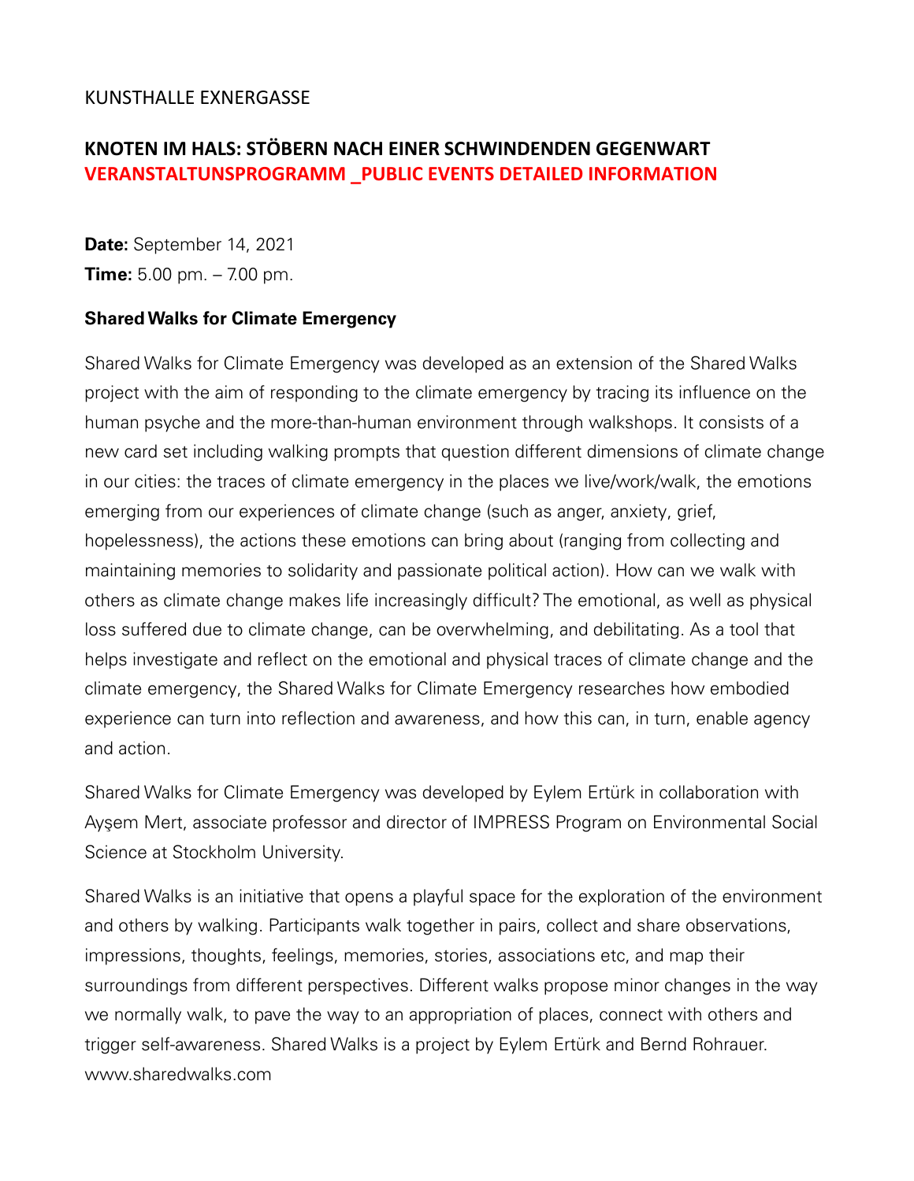KUNSTHALLE EXNERGASSE

## KNOTEN IM HALS: STÖBERN NACH EINER SCHWINDENDEN GEGENWART
## VERANSTALTUNSPROGRAMM _PUBLIC EVENTS DETAILED INFORMATION

**Date:** September 14, 2021
**Time:** 5.00 pm. – 7.00 pm.

### Shared Walks for Climate Emergency

Shared Walks for Climate Emergency was developed as an extension of the Shared Walks project with the aim of responding to the climate emergency by tracing its influence on the human psyche and the more-than-human environment through walkshops. It consists of a new card set including walking prompts that question different dimensions of climate change in our cities: the traces of climate emergency in the places we live/work/walk, the emotions emerging from our experiences of climate change (such as anger, anxiety, grief, hopelessness), the actions these emotions can bring about (ranging from collecting and maintaining memories to solidarity and passionate political action). How can we walk with others as climate change makes life increasingly difficult? The emotional, as well as physical loss suffered due to climate change, can be overwhelming, and debilitating. As a tool that helps investigate and reflect on the emotional and physical traces of climate change and the climate emergency, the Shared Walks for Climate Emergency researches how embodied experience can turn into reflection and awareness, and how this can, in turn, enable agency and action.

Shared Walks for Climate Emergency was developed by Eylem Ertürk in collaboration with Ayşem Mert, associate professor and director of IMPRESS Program on Environmental Social Science at Stockholm University.

Shared Walks is an initiative that opens a playful space for the exploration of the environment and others by walking. Participants walk together in pairs, collect and share observations, impressions, thoughts, feelings, memories, stories, associations etc, and map their surroundings from different perspectives. Different walks propose minor changes in the way we normally walk, to pave the way to an appropriation of places, connect with others and trigger self-awareness. Shared Walks is a project by Eylem Ertürk and Bernd Rohrauer.
www.sharedwalks.com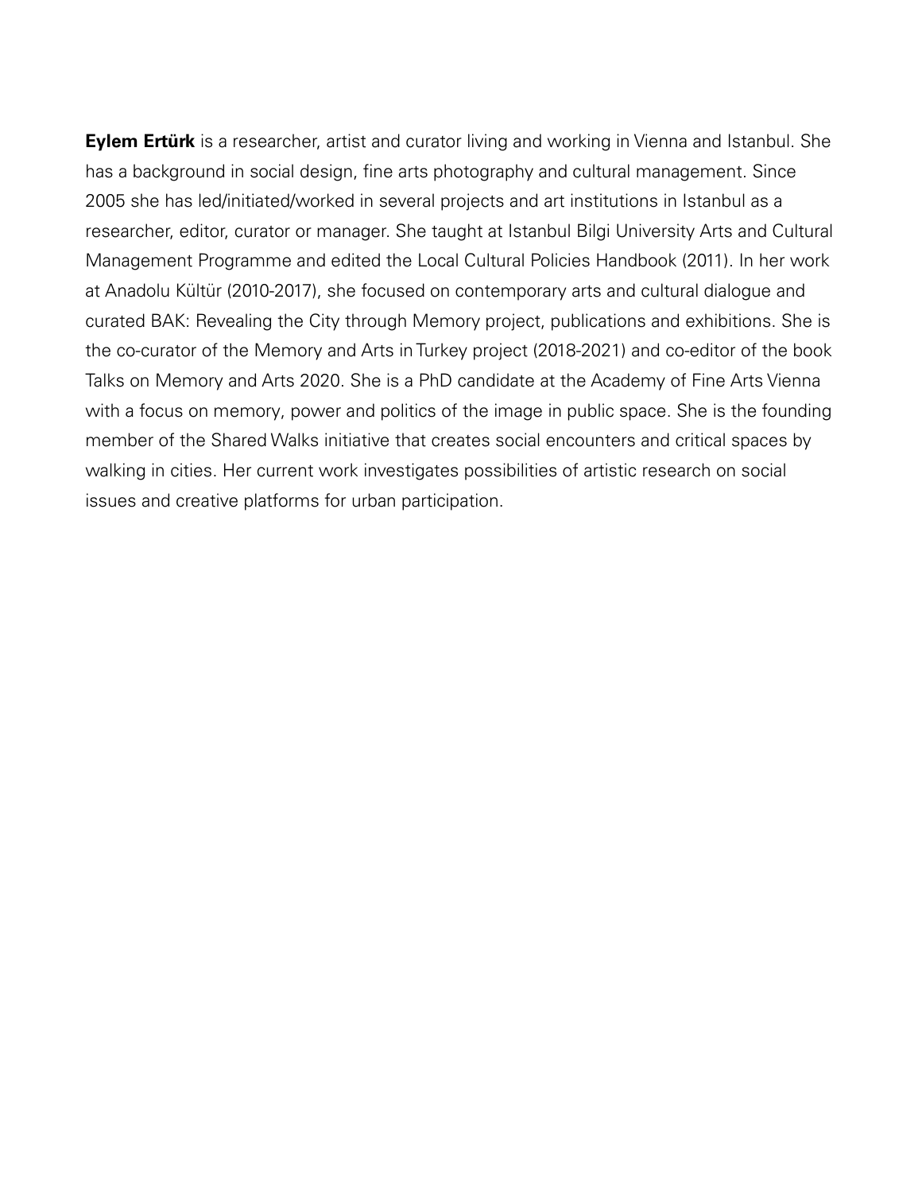**Eylem Ertürk** is a researcher, artist and curator living and working in Vienna and Istanbul. She has a background in social design, fine arts photography and cultural management. Since 2005 she has led/initiated/worked in several projects and art institutions in Istanbul as a researcher, editor, curator or manager. She taught at Istanbul Bilgi University Arts and Cultural Management Programme and edited the Local Cultural Policies Handbook (2011). In her work at Anadolu Kültür (2010-2017), she focused on contemporary arts and cultural dialogue and curated BAK: Revealing the City through Memory project, publications and exhibitions. She is the co-curator of the Memory and Arts in Turkey project (2018-2021) and co-editor of the book Talks on Memory and Arts 2020. She is a PhD candidate at the Academy of Fine Arts Vienna with a focus on memory, power and politics of the image in public space. She is the founding member of the Shared Walks initiative that creates social encounters and critical spaces by walking in cities. Her current work investigates possibilities of artistic research on social issues and creative platforms for urban participation.